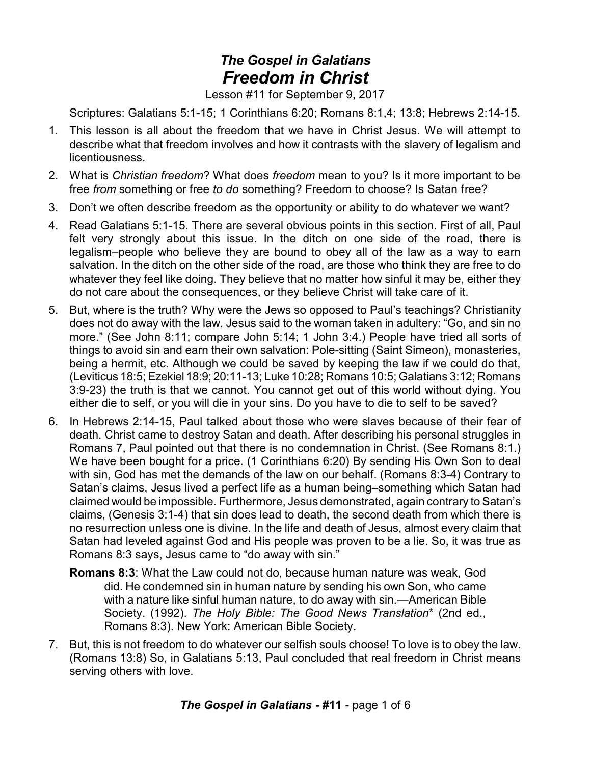# *The Gospel in Galatians*
# *Freedom in Christ*

Lesson #11 for September 9, 2017

Scriptures: Galatians 5:1-15; 1 Corinthians 6:20; Romans 8:1,4; 13:8; Hebrews 2:14-15.

1. This lesson is all about the freedom that we have in Christ Jesus. We will attempt to describe what that freedom involves and how it contrasts with the slavery of legalism and licentiousness.
2. What is *Christian freedom*? What does *freedom* mean to you? Is it more important to be free *from* something or free *to do* something? Freedom to choose? Is Satan free?
3. Don't we often describe freedom as the opportunity or ability to do whatever we want?
4. Read Galatians 5:1-15. There are several obvious points in this section. First of all, Paul felt very strongly about this issue. In the ditch on one side of the road, there is legalism–people who believe they are bound to obey all of the law as a way to earn salvation. In the ditch on the other side of the road, are those who think they are free to do whatever they feel like doing. They believe that no matter how sinful it may be, either they do not care about the consequences, or they believe Christ will take care of it.
5. But, where is the truth? Why were the Jews so opposed to Paul's teachings? Christianity does not do away with the law. Jesus said to the woman taken in adultery: "Go, and sin no more." (See John 8:11; compare John 5:14; 1 John 3:4.) People have tried all sorts of things to avoid sin and earn their own salvation: Pole-sitting (Saint Simeon), monasteries, being a hermit, etc. Although we could be saved by keeping the law if we could do that, (Leviticus 18:5; Ezekiel 18:9; 20:11-13; Luke 10:28; Romans 10:5; Galatians 3:12; Romans 3:9-23) the truth is that we cannot. You cannot get out of this world without dying. You either die to self, or you will die in your sins. Do you have to die to self to be saved?
6. In Hebrews 2:14-15, Paul talked about those who were slaves because of their fear of death. Christ came to destroy Satan and death. After describing his personal struggles in Romans 7, Paul pointed out that there is no condemnation in Christ. (See Romans 8:1.) We have been bought for a price. (1 Corinthians 6:20) By sending His Own Son to deal with sin, God has met the demands of the law on our behalf. (Romans 8:3-4) Contrary to Satan's claims, Jesus lived a perfect life as a human being–something which Satan had claimed would be impossible. Furthermore, Jesus demonstrated, again contrary to Satan's claims, (Genesis 3:1-4) that sin does lead to death, the second death from which there is no resurrection unless one is divine. In the life and death of Jesus, almost every claim that Satan had leveled against God and His people was proven to be a lie. So, it was true as Romans 8:3 says, Jesus came to "do away with sin."

   **Romans 8:3**: What the Law could not do, because human nature was weak, God did. He condemned sin in human nature by sending his own Son, who came with a nature like sinful human nature, to do away with sin.—American Bible Society. (1992). *The Holy Bible: The Good News Translation*\* (2nd ed., Romans 8:3). New York: American Bible Society.

7. But, this is not freedom to do whatever our selfish souls choose! To love is to obey the law. (Romans 13:8) So, in Galatians 5:13, Paul concluded that real freedom in Christ means serving others with love.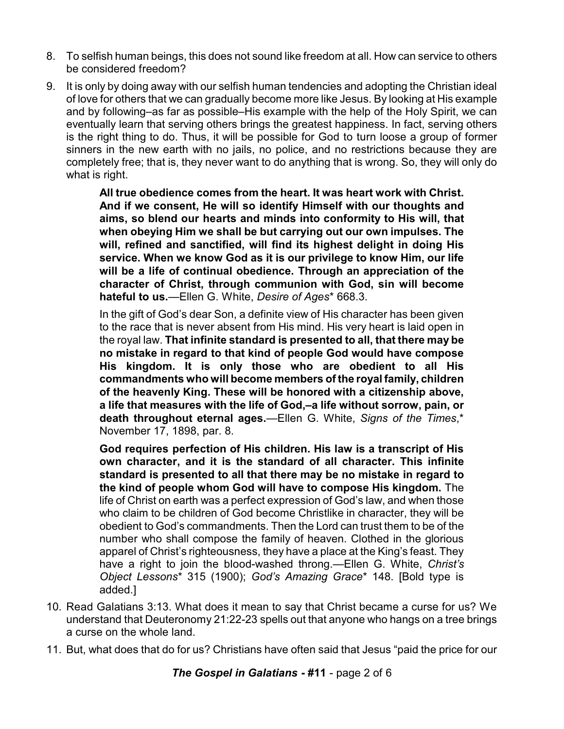8. To selfish human beings, this does not sound like freedom at all. How can service to others be considered freedom?

9. It is only by doing away with our selfish human tendencies and adopting the Christian ideal of love for others that we can gradually become more like Jesus. By looking at His example and by following–as far as possible–His example with the help of the Holy Spirit, we can eventually learn that serving others brings the greatest happiness. In fact, serving others is the right thing to do. Thus, it will be possible for God to turn loose a group of former sinners in the new earth with no jails, no police, and no restrictions because they are completely free; that is, they never want to do anything that is wrong. So, they will only do what is right.

> **All true obedience comes from the heart. It was heart work with Christ. And if we consent, He will so identify Himself with our thoughts and aims, so blend our hearts and minds into conformity to His will, that when obeying Him we shall be but carrying out our own impulses. The will, refined and sanctified, will find its highest delight in doing His service. When we know God as it is our privilege to know Him, our life will be a life of continual obedience. Through an appreciation of the character of Christ, through communion with God, sin will become hateful to us.**—Ellen G. White, *Desire of Ages*\* 668.3.
>
> In the gift of God's dear Son, a definite view of His character has been given to the race that is never absent from His mind. His very heart is laid open in the royal law. **That infinite standard is presented to all, that there may be no mistake in regard to that kind of people God would have compose His kingdom. It is only those who are obedient to all His commandments who will become members of the royal family, children of the heavenly King. These will be honored with a citizenship above, a life that measures with the life of God,–a life without sorrow, pain, or death throughout eternal ages.**—Ellen G. White, *Signs of the Times*,\* November 17, 1898, par. 8.
>
> **God requires perfection of His children. His law is a transcript of His own character, and it is the standard of all character. This infinite standard is presented to all that there may be no mistake in regard to the kind of people whom God will have to compose His kingdom.** The life of Christ on earth was a perfect expression of God's law, and when those who claim to be children of God become Christlike in character, they will be obedient to God's commandments. Then the Lord can trust them to be of the number who shall compose the family of heaven. Clothed in the glorious apparel of Christ's righteousness, they have a place at the King's feast. They have a right to join the blood-washed throng.—Ellen G. White, *Christ's Object Lessons*\* 315 (1900); *God's Amazing Grace*\* 148. [Bold type is added.]

10. Read Galatians 3:13. What does it mean to say that Christ became a curse for us? We understand that Deuteronomy 21:22-23 spells out that anyone who hangs on a tree brings a curse on the whole land.

11. But, what does that do for us? Christians have often said that Jesus "paid the price for our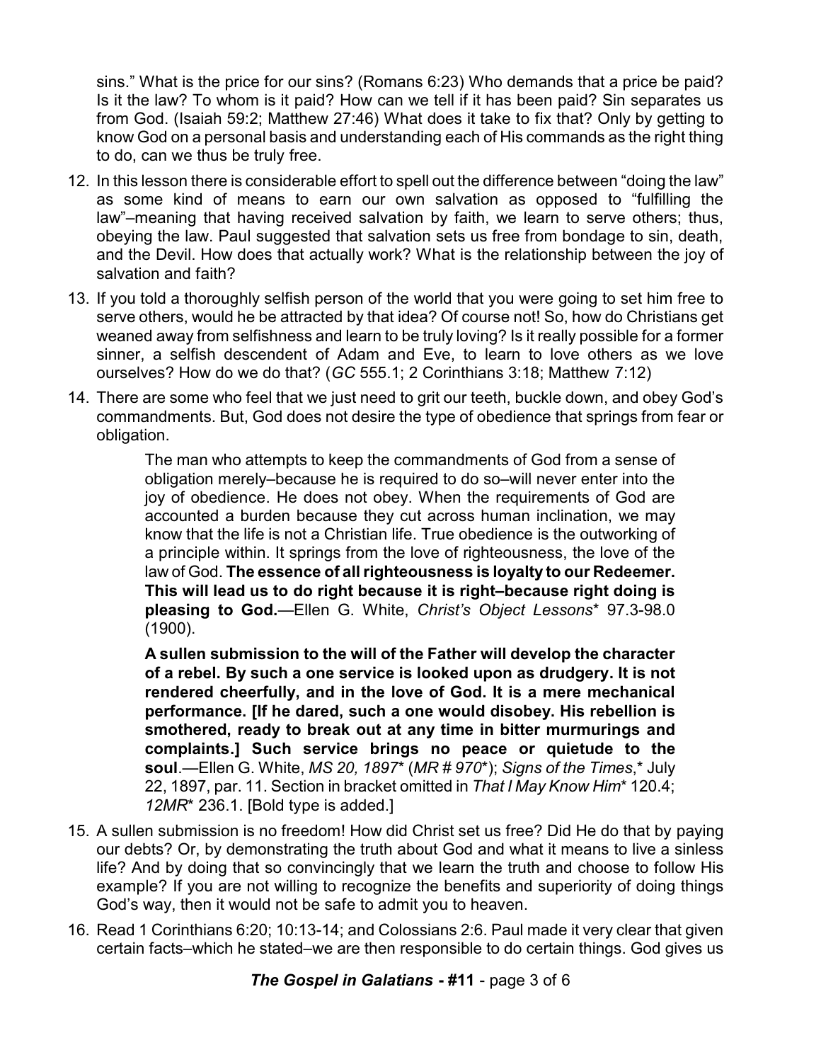sins." What is the price for our sins? (Romans 6:23) Who demands that a price be paid? Is it the law? To whom is it paid? How can we tell if it has been paid? Sin separates us from God. (Isaiah 59:2; Matthew 27:46) What does it take to fix that? Only by getting to know God on a personal basis and understanding each of His commands as the right thing to do, can we thus be truly free.

12. In this lesson there is considerable effort to spell out the difference between "doing the law" as some kind of means to earn our own salvation as opposed to "fulfilling the law"–meaning that having received salvation by faith, we learn to serve others; thus, obeying the law. Paul suggested that salvation sets us free from bondage to sin, death, and the Devil. How does that actually work? What is the relationship between the joy of salvation and faith?

13. If you told a thoroughly selfish person of the world that you were going to set him free to serve others, would he be attracted by that idea? Of course not! So, how do Christians get weaned away from selfishness and learn to be truly loving? Is it really possible for a former sinner, a selfish descendent of Adam and Eve, to learn to love others as we love ourselves? How do we do that? (*GC* 555.1; 2 Corinthians 3:18; Matthew 7:12)

14. There are some who feel that we just need to grit our teeth, buckle down, and obey God's commandments. But, God does not desire the type of obedience that springs from fear or obligation.

    > The man who attempts to keep the commandments of God from a sense of obligation merely–because he is required to do so–will never enter into the joy of obedience. He does not obey. When the requirements of God are accounted a burden because they cut across human inclination, we may know that the life is not a Christian life. True obedience is the outworking of a principle within. It springs from the love of righteousness, the love of the law of God. **The essence of all righteousness is loyalty to our Redeemer. This will lead us to do right because it is right–because right doing is pleasing to God.**—Ellen G. White, *Christ's Object Lessons** 97.3-98.0 (1900).
    >
    > **A sullen submission to the will of the Father will develop the character of a rebel. By such a one service is looked upon as drudgery. It is not rendered cheerfully, and in the love of God. It is a mere mechanical performance. [If he dared, such a one would disobey. His rebellion is smothered, ready to break out at any time in bitter murmurings and complaints.] Such service brings no peace or quietude to the soul**.—Ellen G. White, *MS 20, 1897** (*MR # 970**); *Signs of the Times*,* July 22, 1897, par. 11. Section in bracket omitted in *That I May Know Him** 120.4; *12MR** 236.1. [Bold type is added.]

15. A sullen submission is no freedom! How did Christ set us free? Did He do that by paying our debts? Or, by demonstrating the truth about God and what it means to live a sinless life? And by doing that so convincingly that we learn the truth and choose to follow His example? If you are not willing to recognize the benefits and superiority of doing things God's way, then it would not be safe to admit you to heaven.

16. Read 1 Corinthians 6:20; 10:13-14; and Colossians 2:6. Paul made it very clear that given certain facts–which he stated–we are then responsible to do certain things. God gives us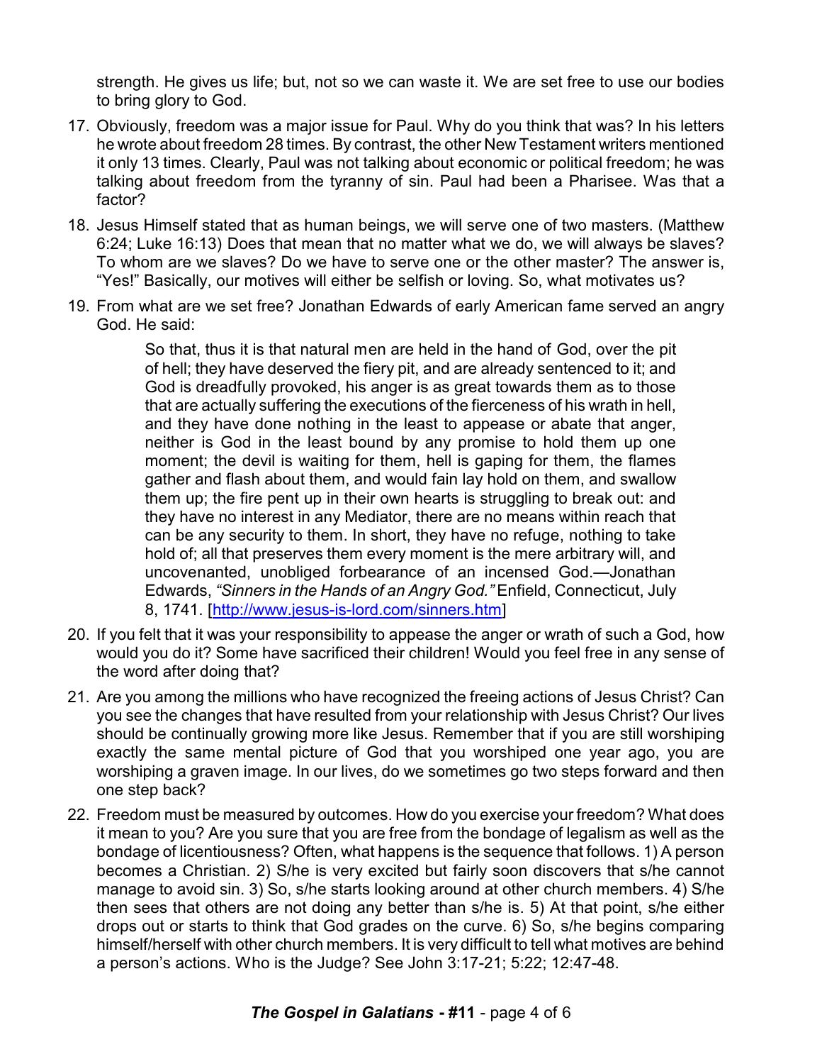strength. He gives us life; but, not so we can waste it. We are set free to use our bodies to bring glory to God.

17. Obviously, freedom was a major issue for Paul. Why do you think that was? In his letters he wrote about freedom 28 times. By contrast, the other New Testament writers mentioned it only 13 times. Clearly, Paul was not talking about economic or political freedom; he was talking about freedom from the tyranny of sin. Paul had been a Pharisee. Was that a factor?

18. Jesus Himself stated that as human beings, we will serve one of two masters. (Matthew 6:24; Luke 16:13) Does that mean that no matter what we do, we will always be slaves? To whom are we slaves? Do we have to serve one or the other master? The answer is, "Yes!" Basically, our motives will either be selfish or loving. So, what motivates us?

19. From what are we set free? Jonathan Edwards of early American fame served an angry God. He said:

    > So that, thus it is that natural men are held in the hand of God, over the pit of hell; they have deserved the fiery pit, and are already sentenced to it; and God is dreadfully provoked, his anger is as great towards them as to those that are actually suffering the executions of the fierceness of his wrath in hell, and they have done nothing in the least to appease or abate that anger, neither is God in the least bound by any promise to hold them up one moment; the devil is waiting for them, hell is gaping for them, the flames gather and flash about them, and would fain lay hold on them, and swallow them up; the fire pent up in their own hearts is struggling to break out: and they have no interest in any Mediator, there are no means within reach that can be any security to them. In short, they have no refuge, nothing to take hold of; all that preserves them every moment is the mere arbitrary will, and uncovenanted, unobliged forbearance of an incensed God.—Jonathan Edwards, *"Sinners in the Hands of an Angry God."* Enfield, Connecticut, July 8, 1741. [http://www.jesus-is-lord.com/sinners.htm]

20. If you felt that it was your responsibility to appease the anger or wrath of such a God, how would you do it? Some have sacrificed their children! Would you feel free in any sense of the word after doing that?

21. Are you among the millions who have recognized the freeing actions of Jesus Christ? Can you see the changes that have resulted from your relationship with Jesus Christ? Our lives should be continually growing more like Jesus. Remember that if you are still worshiping exactly the same mental picture of God that you worshiped one year ago, you are worshiping a graven image. In our lives, do we sometimes go two steps forward and then one step back?

22. Freedom must be measured by outcomes. How do you exercise your freedom? What does it mean to you? Are you sure that you are free from the bondage of legalism as well as the bondage of licentiousness? Often, what happens is the sequence that follows. 1) A person becomes a Christian. 2) S/he is very excited but fairly soon discovers that s/he cannot manage to avoid sin. 3) So, s/he starts looking around at other church members. 4) S/he then sees that others are not doing any better than s/he is. 5) At that point, s/he either drops out or starts to think that God grades on the curve. 6) So, s/he begins comparing himself/herself with other church members. It is very difficult to tell what motives are behind a person's actions. Who is the Judge? See John 3:17-21; 5:22; 12:47-48.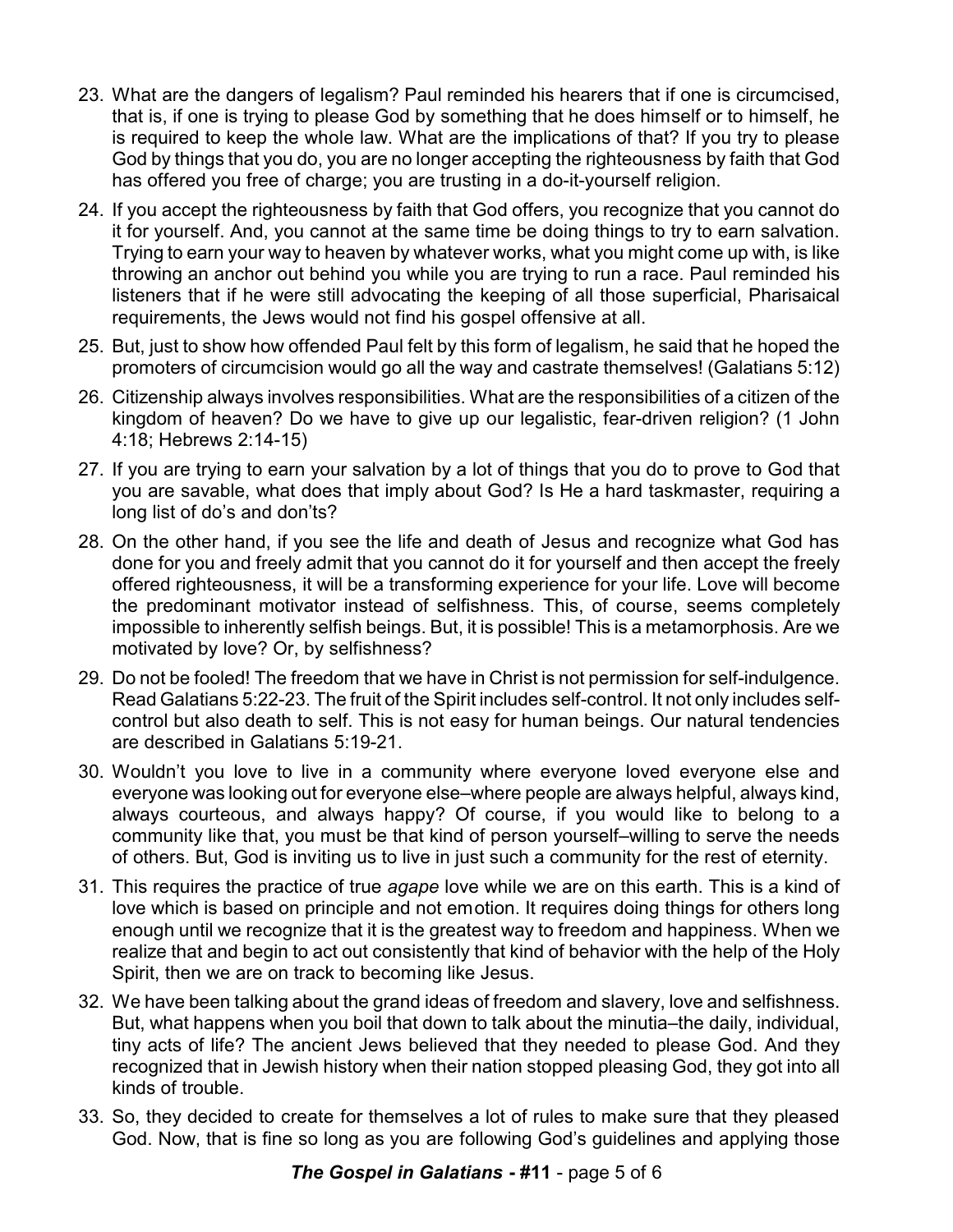23. What are the dangers of legalism? Paul reminded his hearers that if one is circumcised, that is, if one is trying to please God by something that he does himself or to himself, he is required to keep the whole law. What are the implications of that? If you try to please God by things that you do, you are no longer accepting the righteousness by faith that God has offered you free of charge; you are trusting in a do-it-yourself religion.

24. If you accept the righteousness by faith that God offers, you recognize that you cannot do it for yourself. And, you cannot at the same time be doing things to try to earn salvation. Trying to earn your way to heaven by whatever works, what you might come up with, is like throwing an anchor out behind you while you are trying to run a race. Paul reminded his listeners that if he were still advocating the keeping of all those superficial, Pharisaical requirements, the Jews would not find his gospel offensive at all.

25. But, just to show how offended Paul felt by this form of legalism, he said that he hoped the promoters of circumcision would go all the way and castrate themselves! (Galatians 5:12)

26. Citizenship always involves responsibilities. What are the responsibilities of a citizen of the kingdom of heaven? Do we have to give up our legalistic, fear-driven religion? (1 John 4:18; Hebrews 2:14-15)

27. If you are trying to earn your salvation by a lot of things that you do to prove to God that you are savable, what does that imply about God? Is He a hard taskmaster, requiring a long list of do's and don'ts?

28. On the other hand, if you see the life and death of Jesus and recognize what God has done for you and freely admit that you cannot do it for yourself and then accept the freely offered righteousness, it will be a transforming experience for your life. Love will become the predominant motivator instead of selfishness. This, of course, seems completely impossible to inherently selfish beings. But, it is possible! This is a metamorphosis. Are we motivated by love? Or, by selfishness?

29. Do not be fooled! The freedom that we have in Christ is not permission for self-indulgence. Read Galatians 5:22-23. The fruit of the Spirit includes self-control. It not only includes self-control but also death to self. This is not easy for human beings. Our natural tendencies are described in Galatians 5:19-21.

30. Wouldn't you love to live in a community where everyone loved everyone else and everyone was looking out for everyone else–where people are always helpful, always kind, always courteous, and always happy? Of course, if you would like to belong to a community like that, you must be that kind of person yourself–willing to serve the needs of others. But, God is inviting us to live in just such a community for the rest of eternity.

31. This requires the practice of true *agape* love while we are on this earth. This is a kind of love which is based on principle and not emotion. It requires doing things for others long enough until we recognize that it is the greatest way to freedom and happiness. When we realize that and begin to act out consistently that kind of behavior with the help of the Holy Spirit, then we are on track to becoming like Jesus.

32. We have been talking about the grand ideas of freedom and slavery, love and selfishness. But, what happens when you boil that down to talk about the minutia–the daily, individual, tiny acts of life? The ancient Jews believed that they needed to please God. And they recognized that in Jewish history when their nation stopped pleasing God, they got into all kinds of trouble.

33. So, they decided to create for themselves a lot of rules to make sure that they pleased God. Now, that is fine so long as you are following God's guidelines and applying those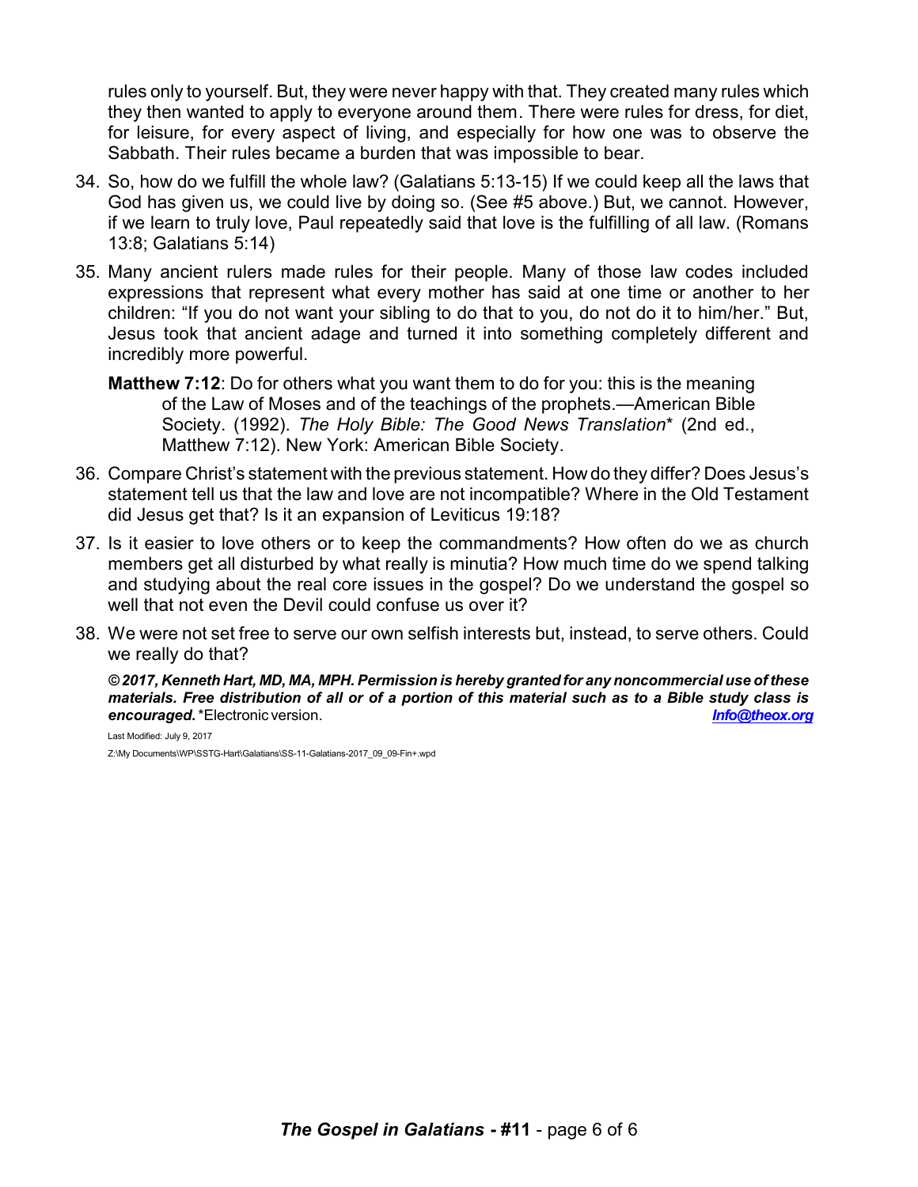rules only to yourself. But, they were never happy with that. They created many rules which they then wanted to apply to everyone around them. There were rules for dress, for diet, for leisure, for every aspect of living, and especially for how one was to observe the Sabbath. Their rules became a burden that was impossible to bear.

34. So, how do we fulfill the whole law? (Galatians 5:13-15) If we could keep all the laws that God has given us, we could live by doing so. (See #5 above.) But, we cannot. However, if we learn to truly love, Paul repeatedly said that love is the fulfilling of all law. (Romans 13:8; Galatians 5:14)

35. Many ancient rulers made rules for their people. Many of those law codes included expressions that represent what every mother has said at one time or another to her children: "If you do not want your sibling to do that to you, do not do it to him/her." But, Jesus took that ancient adage and turned it into something completely different and incredibly more powerful.

    **Matthew 7:12**: Do for others what you want them to do for you: this is the meaning of the Law of Moses and of the teachings of the prophets.—American Bible Society. (1992). *The Holy Bible: The Good News Translation*\* (2nd ed., Matthew 7:12). New York: American Bible Society.

36. Compare Christ's statement with the previous statement. How do they differ? Does Jesus's statement tell us that the law and love are not incompatible? Where in the Old Testament did Jesus get that? Is it an expansion of Leviticus 19:18?

37. Is it easier to love others or to keep the commandments? How often do we as church members get all disturbed by what really is minutia? How much time do we spend talking and studying about the real core issues in the gospel? Do we understand the gospel so well that not even the Devil could confuse us over it?

38. We were not set free to serve our own selfish interests but, instead, to serve others. Could we really do that?

***© 2017, Kenneth Hart, MD, MA, MPH. Permission is hereby granted for any noncommercial use of these materials. Free distribution of all or of a portion of this material such as to a Bible study class is encouraged.*** \*Electronic version. ***Info@theox.org***

Last Modified: July 9, 2017

Z:\My Documents\WP\SSTG-Hart\Galatians\SS-11-Galatians-2017_09_09-Fin+.wpd